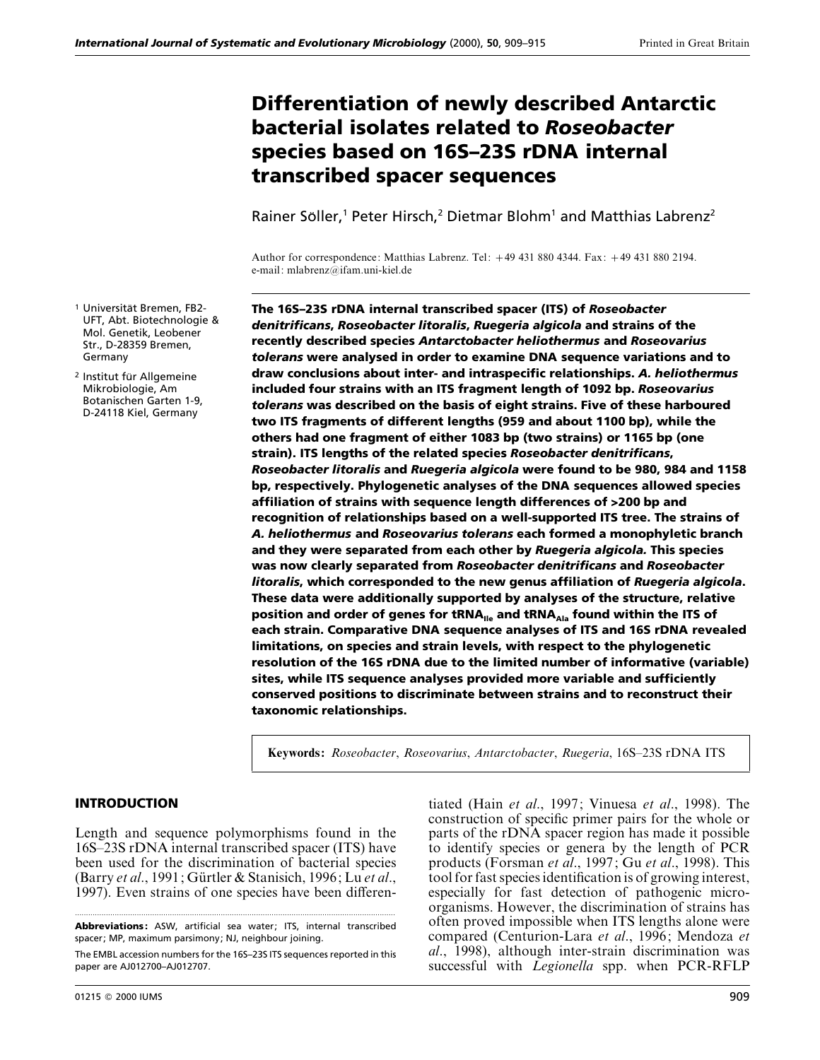# Differentiation of newly described Antarctic bacterial isolates related to *Roseobacter* species based on 16S–23S rDNA internal transcribed spacer sequences

Rainer Söller,[1] Peter Hirsch,[2] Dietmar Blohm[1] and Matthias Labrenz[2]

Author for correspondence: Matthias Labrenz. Tel: +49 431 880 4344. Fax: +49 431 880 2194. e-mail: mlabrenz@ifam.uni-kiel.de

[1] Universität Bremen, FB2-UFT, Abt. Biotechnologie & Mol. Genetik, Leobener Str., D-28359 Bremen, Germany

[2] Institut für Allgemeine Mikrobiologie, Am Botanischen Garten 1-9, D-24118 Kiel, Germany

**The 16S–23S rDNA internal transcribed spacer (ITS) of *Roseobacter denitrificans*, *Roseobacter litoralis*, *Ruegeria algicola* and strains of the recently described species *Antarctobacter heliothermus* and *Roseovarius tolerans* were analysed in order to examine DNA sequence variations and to draw conclusions about inter- and intraspecific relationships. *A. heliothermus* included four strains with an ITS fragment length of 1092 bp. *Roseovarius tolerans* was described on the basis of eight strains. Five of these harboured two ITS fragments of different lengths (959 and about 1100 bp), while the others had one fragment of either 1083 bp (two strains) or 1165 bp (one strain). ITS lengths of the related species *Roseobacter denitrificans*, *Roseobacter litoralis* and *Ruegeria algicola* were found to be 980, 984 and 1158 bp, respectively. Phylogenetic analyses of the DNA sequences allowed species affiliation of strains with sequence length differences of >200 bp and recognition of relationships based on a well-supported ITS tree. The strains of *A. heliothermus* and *Roseovarius tolerans* each formed a monophyletic branch and they were separated from each other by *Ruegeria algicola.* This species was now clearly separated from *Roseobacter denitrificans* and *Roseobacter litoralis*, which corresponded to the new genus affiliation of *Ruegeria algicola*. These data were additionally supported by analyses of the structure, relative position and order of genes for $tRNA_{Ile}$ and $tRNA_{Ala}$ found within the ITS of each strain. Comparative DNA sequence analyses of ITS and 16S rDNA revealed limitations, on species and strain levels, with respect to the phylogenetic resolution of the 16S rDNA due to the limited number of informative (variable) sites, while ITS sequence analyses provided more variable and sufficiently conserved positions to discriminate between strains and to reconstruct their taxonomic relationships.**

**Keywords:** *Roseobacter*, *Roseovarius*, *Antarctobacter*, *Ruegeria*, 16S–23S rDNA ITS

## INTRODUCTION

Length and sequence polymorphisms found in the 16S–23S rDNA internal transcribed spacer (ITS) have been used for the discrimination of bacterial species (Barry *et al*., 1991; Gürtler & Stanisich, 1996; Lu *et al*., 1997). Even strains of one species have been differentiated (Hain *et al*., 1997; Vinuesa *et al*., 1998). The construction of specific primer pairs for the whole or parts of the rDNA spacer region has made it possible to identify species or genera by the length of PCR products (Forsman *et al*., 1997; Gu *et al*., 1998). This tool for fast species identification is of growing interest, especially for fast detection of pathogenic microorganisms. However, the discrimination of strains has often proved impossible when ITS lengths alone were compared (Centurion-Lara *et al*., 1996; Mendoza *et al*., 1998), although inter-strain discrimination was successful with *Legionella* spp. when PCR-RFLP

**Abbreviations:** ASW, artificial sea water; ITS, internal transcribed spacer; MP, maximum parsimony; NJ, neighbour joining.

The EMBL accession numbers for the 16S–23S ITS sequences reported in this paper are AJ012700–AJ012707.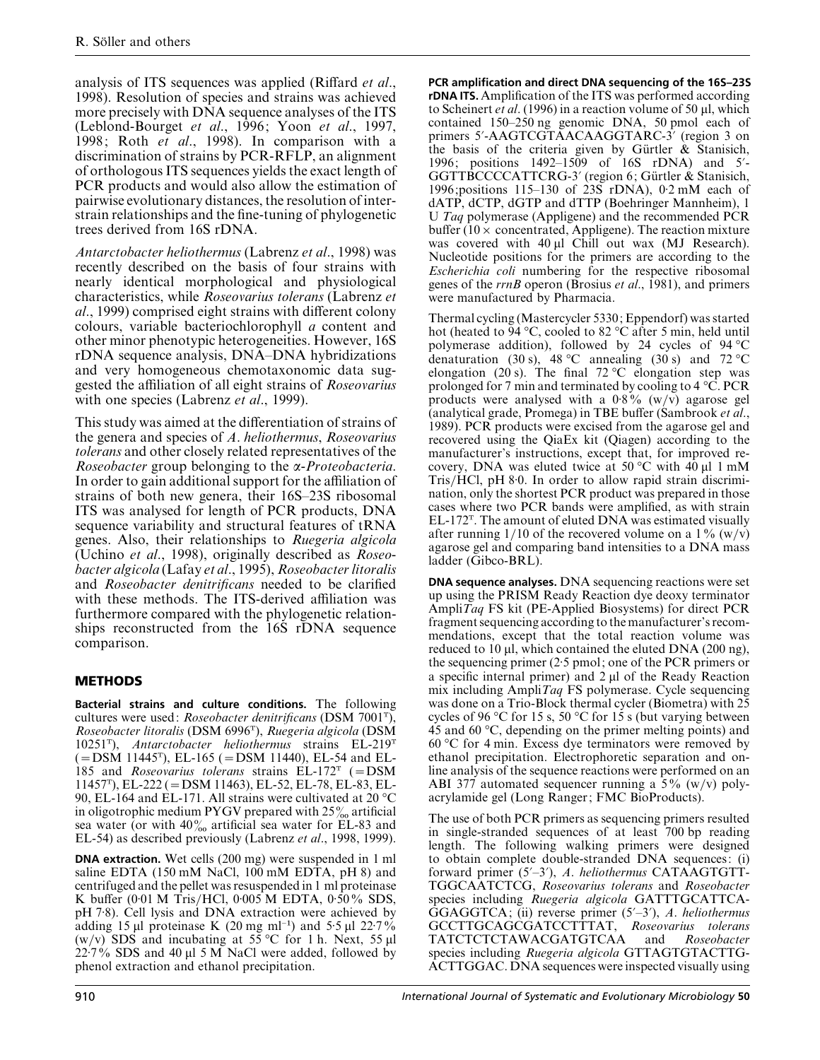analysis of ITS sequences was applied (Riffard *et al*., 1998). Resolution of species and strains was achieved more precisely with DNA sequence analyses of the ITS (Leblond-Bourget *et al*., 1996; Yoon *et al*., 1997, 1998; Roth *et al*., 1998). In comparison with a discrimination of strains by PCR-RFLP, an alignment of orthologous ITS sequences yields the exact length of PCR products and would also allow the estimation of pairwise evolutionary distances, the resolution of inter-strain relationships and the fine-tuning of phylogenetic trees derived from 16S rDNA.

*Antarctobacter heliothermus* (Labrenz *et al*., 1998) was recently described on the basis of four strains with nearly identical morphological and physiological characteristics, while *Roseovarius tolerans* (Labrenz *et al*., 1999) comprised eight strains with different colony colours, variable bacteriochlorophyll *a* content and other minor phenotypic heterogeneities. However, 16S rDNA sequence analysis, DNA–DNA hybridizations and very homogeneous chemotaxonomic data suggested the affiliation of all eight strains of *Roseovarius* with one species (Labrenz *et al*., 1999).

This study was aimed at the differentiation of strains of the genera and species of *A. heliothermus*, *Roseovarius tolerans* and other closely related representatives of the *Roseobacter* group belonging to the α-*Proteobacteria*. In order to gain additional support for the affiliation of strains of both new genera, their 16S–23S ribosomal ITS was analysed for length of PCR products, DNA sequence variability and structural features of tRNA genes. Also, their relationships to *Ruegeria algicola* (Uchino *et al*., 1998), originally described as *Roseobacter algicola* (Lafay *et al*., 1995), *Roseobacter litoralis* and *Roseobacter denitrificans* needed to be clarified with these methods. The ITS-derived affiliation was furthermore compared with the phylogenetic relationships reconstructed from the 16S rDNA sequence comparison.

## METHODS

**Bacterial strains and culture conditions.** The following cultures were used: *Roseobacter denitrificans* (DSM 7001ᵀ), *Roseobacter litoralis* (DSM 6996ᵀ), *Ruegeria algicola* (DSM 10251ᵀ), *Antarctobacter heliothermus* strains EL-219ᵀ (= DSM 11445ᵀ), EL-165 (= DSM 11440), EL-54 and EL-185 and *Roseovarius tolerans* strains EL-172ᵀ (= DSM 11457ᵀ), EL-222 (= DSM 11463), EL-52, EL-78, EL-83, EL-90, EL-164 and EL-171. All strains were cultivated at 20 °C in oligotrophic medium PYGV prepared with 25‰ artificial sea water (or with 40‰ artificial sea water for EL-83 and EL-54) as described previously (Labrenz *et al*., 1998, 1999).

**DNA extraction.** Wet cells (200 mg) were suspended in 1 ml saline EDTA (150 mM NaCl, 100 mM EDTA, pH 8) and centrifuged and the pellet was resuspended in 1 ml proteinase K buffer (0·01 M Tris/HCl, 0·005 M EDTA, 0·50% SDS, pH 7·8). Cell lysis and DNA extraction were achieved by adding 15 µl proteinase K (20 mg $ml^{-1}$) and 5·5 µl 22·7% (w/v) SDS and incubating at 55 °C for 1 h. Next, 55 µl 22·7% SDS and 40 µl 5 M NaCl were added, followed by phenol extraction and ethanol precipitation.

**PCR amplification and direct DNA sequencing of the 16S–23S rDNA ITS.** Amplification of the ITS was performed according to Scheinert *et al*. (1996) in a reaction volume of 50 µl, which contained 150–250 ng genomic DNA, 50 pmol each of primers 5′-AAGTCGTAACAAGGTARC-3′ (region 3 on the basis of the criteria given by Gürtler & Stanisich, 1996; positions 1492–1509 of 16S rDNA) and 5′-GGTTBCCCCATTCRG-3′ (region 6; Gürtler & Stanisich, 1996; positions 115–130 of 23S rDNA), 0·2 mM each of dATP, dCTP, dGTP and dTTP (Boehringer Mannheim), 1 U *Taq* polymerase (Appligene) and the recommended PCR buffer (10 × concentrated, Appligene). The reaction mixture was covered with 40 µl Chill out wax (MJ Research). Nucleotide positions for the primers are according to the *Escherichia coli* numbering for the respective ribosomal genes of the *rrnB* operon (Brosius *et al*., 1981), and primers were manufactured by Pharmacia.

Thermal cycling (Mastercycler 5330; Eppendorf) was started hot (heated to 94 °C, cooled to 82 °C after 5 min, held until polymerase addition), followed by 24 cycles of 94 °C denaturation (30 s), 48 °C annealing (30 s) and 72 °C elongation (20 s). The final 72 °C elongation step was prolonged for 7 min and terminated by cooling to 4 °C. PCR products were analysed with a 0·8% (w/v) agarose gel (analytical grade, Promega) in TBE buffer (Sambrook *et al*., 1989). PCR products were excised from the agarose gel and recovered using the QiaEx kit (Qiagen) according to the manufacturer's instructions, except that, for improved recovery, DNA was eluted twice at 50 °C with 40 µl 1 mM Tris/HCl, pH 8·0. In order to allow rapid strain discrimination, only the shortest PCR product was prepared in those cases where two PCR bands were amplified, as with strain EL-172ᵀ. The amount of eluted DNA was estimated visually after running 1/10 of the recovered volume on a 1% (w/v) agarose gel and comparing band intensities to a DNA mass ladder (Gibco-BRL).

**DNA sequence analyses.** DNA sequencing reactions were set up using the PRISM Ready Reaction dye deoxy terminator Ampli*Taq* FS kit (PE-Applied Biosystems) for direct PCR fragment sequencing according to the manufacturer's recommendations, except that the total reaction volume was reduced to 10 µl, which contained the eluted DNA (200 ng), the sequencing primer (2·5 pmol; one of the PCR primers or a specific internal primer) and 2 µl of the Ready Reaction mix including Ampli*Taq* FS polymerase. Cycle sequencing was done on a Trio-Block thermal cycler (Biometra) with 25 cycles of 96 °C for 15 s, 50 °C for 15 s (but varying between 45 and 60 °C, depending on the primer melting points) and 60 °C for 4 min. Excess dye terminators were removed by ethanol precipitation. Electrophoretic separation and online analysis of the sequence reactions were performed on an ABI 377 automated sequencer running a 5% (w/v) polyacrylamide gel (Long Ranger; FMC BioProducts).

The use of both PCR primers as sequencing primers resulted in single-stranded sequences of at least 700 bp reading length. The following walking primers were designed to obtain complete double-stranded DNA sequences: (i) forward primer (5′–3′), *A. heliothermus* CATAAGTGTTTGGCAATCTCG, *Roseovarius tolerans* and *Roseobacter* species including *Ruegeria algicola* GATTTGCATTCAGGAGGTCA; (ii) reverse primer (5′–3′), *A. heliothermus* GCCTTGCAGCGATCCTTTAT, *Roseovarius tolerans* TATCTCTCTAWACGATGTCAA and *Roseobacter* species including *Ruegeria algicola* GTTAGTGTACTTGACTTGGAC. DNA sequences were inspected visually using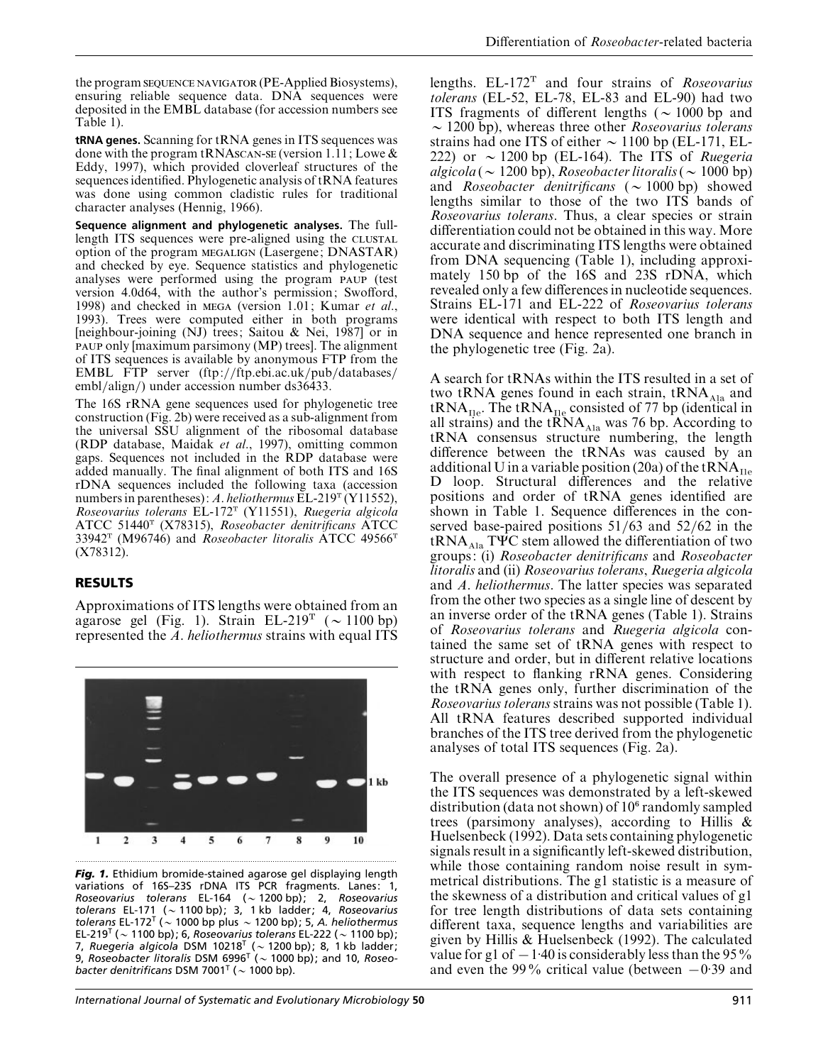the program SEQUENCE NAVIGATOR (PE-Applied Biosystems), ensuring reliable sequence data. DNA sequences were deposited in the EMBL database (for accession numbers see Table 1).

**tRNA genes.** Scanning for tRNA genes in ITS sequences was done with the program tRNASCAN-SE (version 1.11; Lowe & Eddy, 1997), which provided cloverleaf structures of the sequences identified. Phylogenetic analysis of tRNA features was done using common cladistic rules for traditional character analyses (Hennig, 1966).

**Sequence alignment and phylogenetic analyses.** The full-length ITS sequences were pre-aligned using the CLUSTAL option of the program MEGALIGN (Lasergene; DNASTAR) and checked by eye. Sequence statistics and phylogenetic analyses were performed using the program PAUP (test version 4.0d64, with the author's permission; Swofford, 1998) and checked in MEGA (version 1.01; Kumar *et al*., 1993). Trees were computed either in both programs [neighbour-joining (NJ) trees; Saitou & Nei, 1987] or in PAUP only [maximum parsimony (MP) trees]. The alignment of ITS sequences is available by anonymous FTP from the EMBL FTP server (ftp://ftp.ebi.ac.uk/pub/databases/embl/align/) under accession number ds36433.

The 16S rRNA gene sequences used for phylogenetic tree construction (Fig. 2b) were received as a sub-alignment from the universal SSU alignment of the ribosomal database (RDP database, Maidak *et al*., 1997), omitting common gaps. Sequences not included in the RDP database were added manually. The final alignment of both ITS and 16S rDNA sequences included the following taxa (accession numbers in parentheses): *A. heliothermus* EL-219$^T$ (Y11552), *Roseovarius tolerans* EL-172$^T$ (Y11551), *Ruegeria algicola* ATCC 51440$^T$ (X78315), *Roseobacter denitrificans* ATCC 33942$^T$ (M96746) and *Roseobacter litoralis* ATCC 49566$^T$ (X78312).

## RESULTS

Approximations of ITS lengths were obtained from an agarose gel (Fig. 1). Strain EL-219$^T$ (~1100 bp) represented the *A. heliothermus* strains with equal ITS lengths. EL-172$^T$ and four strains of *Roseovarius tolerans* (EL-52, EL-78, EL-83 and EL-90) had two ITS fragments of different lengths (~1000 bp and ~1200 bp), whereas three other *Roseovarius tolerans* strains had one ITS of either ~1100 bp (EL-171, EL-222) or ~1200 bp (EL-164). The ITS of *Ruegeria algicola* (~1200 bp), *Roseobacter litoralis* (~1000 bp) and *Roseobacter denitrificans* (~1000 bp) showed lengths similar to those of the two ITS bands of *Roseovarius tolerans*. Thus, a clear species or strain differentiation could not be obtained in this way. More accurate and discriminating ITS lengths were obtained from DNA sequencing (Table 1), including approximately 150 bp of the 16S and 23S rDNA, which revealed only a few differences in nucleotide sequences. Strains EL-171 and EL-222 of *Roseovarius tolerans* were identical with respect to both ITS length and DNA sequence and hence represented one branch in the phylogenetic tree (Fig. 2a).

**Fig. 1.** Ethidium bromide-stained agarose gel displaying length variations of 16S–23S rDNA ITS PCR fragments. Lanes: 1, *Roseovarius tolerans* EL-164 (~1200 bp); 2, *Roseovarius tolerans* EL-171 (~1100 bp); 3, 1 kb ladder; 4, *Roseovarius tolerans* EL-172$^T$ (~1000 bp plus ~1200 bp); 5, *A. heliothermus* EL-219$^T$ (~1100 bp); 6, *Roseovarius tolerans* EL-222 (~1100 bp); 7, *Ruegeria algicola* DSM 10218$^T$ (~1200 bp); 8, 1 kb ladder; 9, *Roseobacter litoralis* DSM 6996$^T$ (~1000 bp); and 10, *Roseobacter denitrificans* DSM 7001$^T$ (~1000 bp).

A search for tRNAs within the ITS resulted in a set of two tRNA genes found in each strain, $tRNA_{Ala}$ and $tRNA_{Ile}$. The $tRNA_{Ile}$ consisted of 77 bp (identical in all strains) and the $tRNA_{Ala}$ was 76 bp. According to tRNA consensus structure numbering, the length difference between the tRNAs was caused by an additional U in a variable position (20a) of the $tRNA_{Ile}$ D loop. Structural differences and the relative positions and order of tRNA genes identified are shown in Table 1. Sequence differences in the conserved base-paired positions 51/63 and 52/62 in the $tRNA_{Ala}$ TΨC stem allowed the differentiation of two groups: (i) *Roseobacter denitrificans* and *Roseobacter litoralis* and (ii) *Roseovarius tolerans*, *Ruegeria algicola* and *A. heliothermus*. The latter species was separated from the other two species as a single line of descent by an inverse order of the tRNA genes (Table 1). Strains of *Roseovarius tolerans* and *Ruegeria algicola* contained the same set of tRNA genes with respect to structure and order, but in different relative locations with respect to flanking rRNA genes. Considering the tRNA genes only, further discrimination of the *Roseovarius tolerans* strains was not possible (Table 1). All tRNA features described supported individual branches of the ITS tree derived from the phylogenetic analyses of total ITS sequences (Fig. 2a).

The overall presence of a phylogenetic signal within the ITS sequences was demonstrated by a left-skewed distribution (data not shown) of $10^6$ randomly sampled trees (parsimony analyses), according to Hillis & Huelsenbeck (1992). Data sets containing phylogenetic signals result in a significantly left-skewed distribution, while those containing random noise result in symmetrical distributions. The g1 statistic is a measure of the skewness of a distribution and critical values of g1 for tree length distributions of data sets containing different taxa, sequence lengths and variabilities are given by Hillis & Huelsenbeck (1992). The calculated value for g1 of $-1{\cdot}40$ is considerably less than the 95% and even the 99% critical value (between $-0{\cdot}39$ and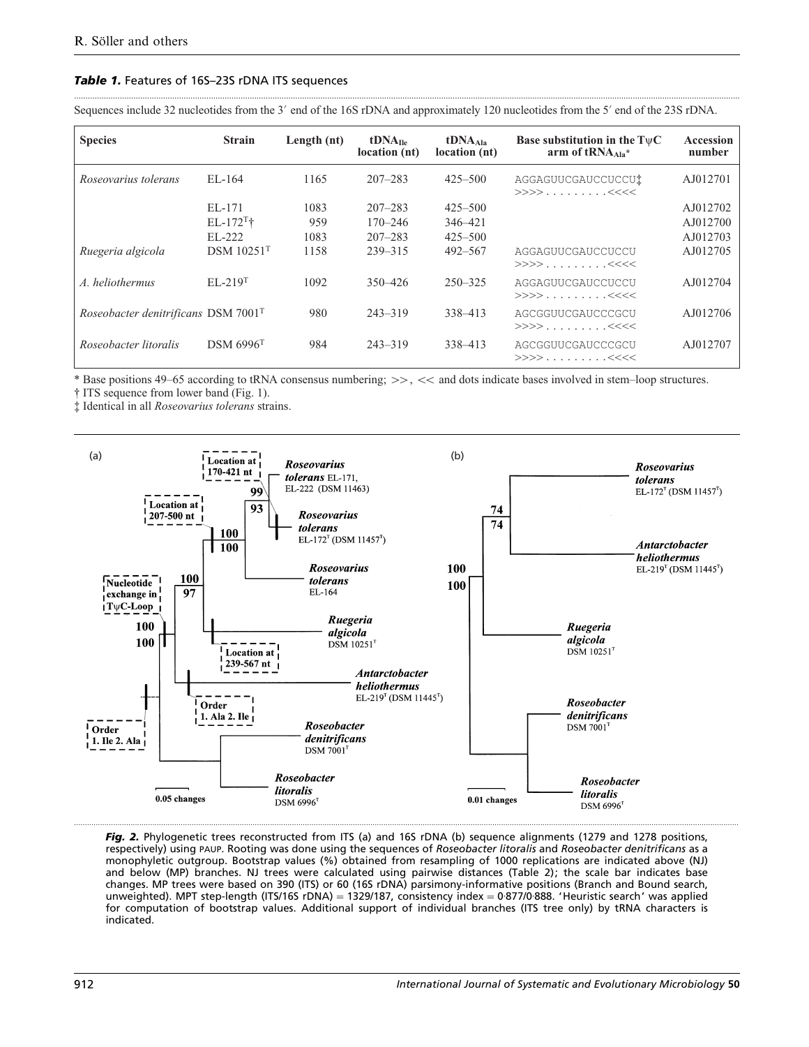***Table 1.*** Features of 16S–23S rDNA ITS sequences

Sequences include 32 nucleotides from the 3′ end of the 16S rDNA and approximately 120 nucleotides from the 5′ end of the 23S rDNA.

| Species | Strain | Length (nt) | $tDNA_{Ile}$ location (nt) | $tDNA_{Ala}$ location (nt) | Base substitution in the TψC arm of $tRNA_{Ala}$* | Accession number |
|---|---|---|---|---|---|---|
| *Roseovarius tolerans* | EL-164 | 1165 | 207–283 | 425–500 | AGGAGUUCGAUCCUCCU‡ >>>>.........<<<< | AJ012701 |
| | EL-171 | 1083 | 207–283 | 425–500 | | AJ012702 |
| | EL-172[T]† | 959 | 170–246 | 346–421 | | AJ012700 |
| | EL-222 | 1083 | 207–283 | 425–500 | | AJ012703 |
| *Ruegeria algicola* | DSM 10251[T] | 1158 | 239–315 | 492–567 | AGGAGUUCGAUCCUCCU >>>>.........<<<< | AJ012705 |
| *A. heliothermus* | EL-219[T] | 1092 | 350–426 | 250–325 | AGGAGUUCGAUCCUCCU >>>>.........<<<< | AJ012704 |
| *Roseobacter denitrificans* | DSM 7001[T] | 980 | 243–319 | 338–413 | AGCGGUUCGAUCCCGCU >>>>.........<<<< | AJ012706 |
| *Roseobacter litoralis* | DSM 6996[T] | 984 | 243–319 | 338–413 | AGCGGUUCGAUCCCGCU >>>>.........<<<< | AJ012707 |

\* Base positions 49–65 according to tRNA consensus numbering; >>, << and dots indicate bases involved in stem–loop structures.

† ITS sequence from lower band (Fig. 1).

‡ Identical in all *Roseovarius tolerans* strains.

***Fig. 2.*** Phylogenetic trees reconstructed from ITS (a) and 16S rDNA (b) sequence alignments (1279 and 1278 positions, respectively) using PAUP. Rooting was done using the sequences of *Roseobacter litoralis* and *Roseobacter denitrificans* as a monophyletic outgroup. Bootstrap values (%) obtained from resampling of 1000 replications are indicated above (NJ) and below (MP) branches. NJ trees were calculated using pairwise distances (Table 2); the scale bar indicates base changes. MP trees were based on 390 (ITS) or 60 (16S rDNA) parsimony-informative positions (Branch and Bound search, unweighted). MPT step-length (ITS/16S rDNA) = 1329/187, consistency index = 0·877/0·888. 'Heuristic search' was applied for computation of bootstrap values. Additional support of individual branches (ITS tree only) by tRNA characters is indicated.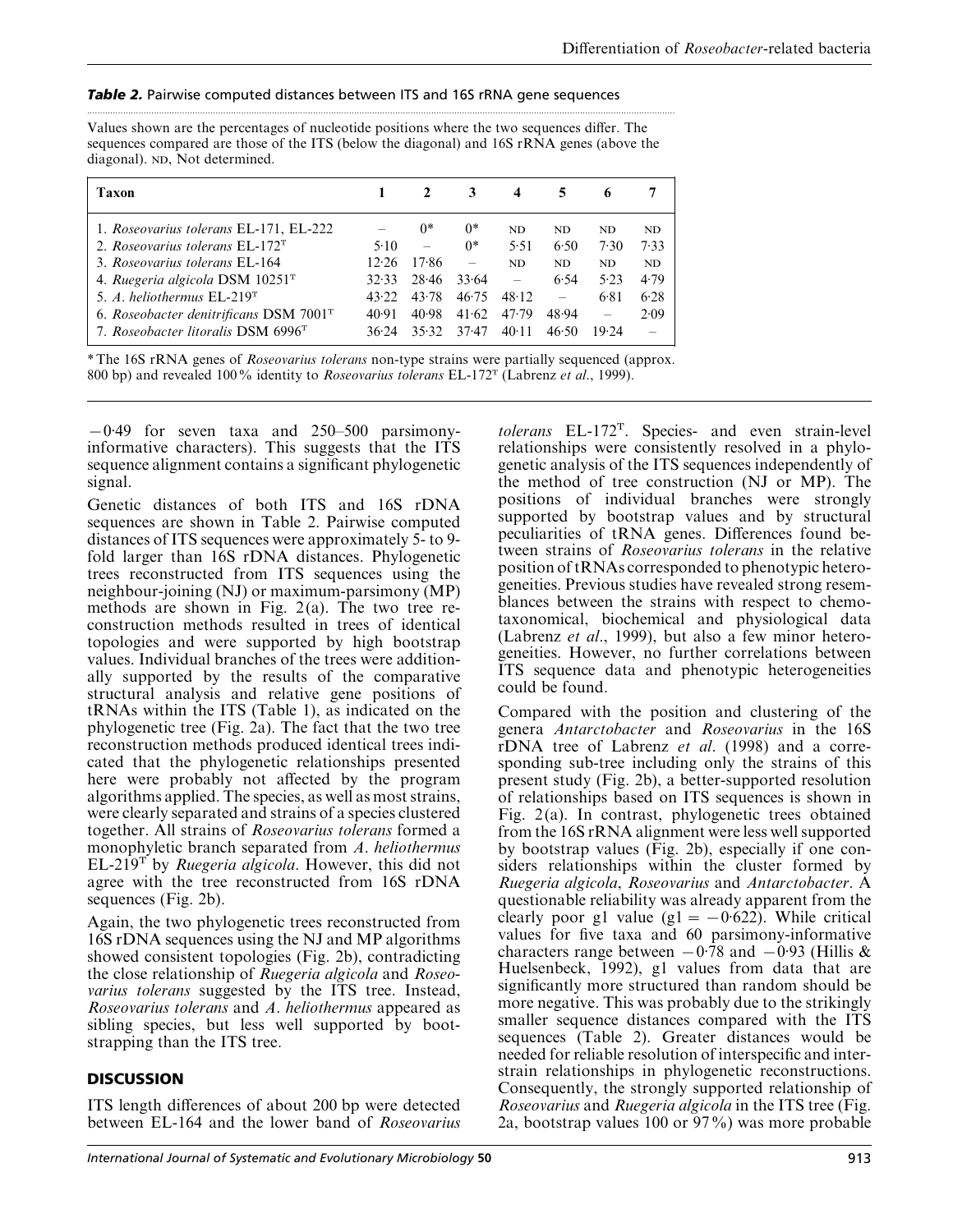**Table 2.** Pairwise computed distances between ITS and 16S rRNA gene sequences

Values shown are the percentages of nucleotide positions where the two sequences differ. The sequences compared are those of the ITS (below the diagonal) and 16S rRNA genes (above the diagonal). ND, Not determined.

| Taxon | 1 | 2 | 3 | 4 | 5 | 6 | 7 |
|---|---|---|---|---|---|---|---|
| 1. *Roseovarius tolerans* EL-171, EL-222 | – | 0* | 0* | ND | ND | ND | ND |
| 2. *Roseovarius tolerans* EL-172ᵀ | 5·10 | – | 0* | 5·51 | 6·50 | 7·30 | 7·33 |
| 3. *Roseovarius tolerans* EL-164 | 12·26 | 17·86 | – | ND | ND | ND | ND |
| 4. *Ruegeria algicola* DSM 10251ᵀ | 32·33 | 28·46 | 33·64 | – | 6·54 | 5·23 | 4·79 |
| 5. *A. heliothermus* EL-219ᵀ | 43·22 | 43·78 | 46·75 | 48·12 | – | 6·81 | 6·28 |
| 6. *Roseobacter denitrificans* DSM 7001ᵀ | 40·91 | 40·98 | 41·62 | 47·79 | 48·94 | – | 2·09 |
| 7. *Roseobacter litoralis* DSM 6996ᵀ | 36·24 | 35·32 | 37·47 | 40·11 | 46·50 | 19·24 | – |

\* The 16S rRNA genes of *Roseovarius tolerans* non-type strains were partially sequenced (approx. 800 bp) and revealed 100% identity to *Roseovarius tolerans* EL-172ᵀ (Labrenz *et al*., 1999).

−0·49 for seven taxa and 250–500 parsimony-informative characters). This suggests that the ITS sequence alignment contains a significant phylogenetic signal.

Genetic distances of both ITS and 16S rDNA sequences are shown in Table 2. Pairwise computed distances of ITS sequences were approximately 5- to 9-fold larger than 16S rDNA distances. Phylogenetic trees reconstructed from ITS sequences using the neighbour-joining (NJ) or maximum-parsimony (MP) methods are shown in Fig. 2(a). The two tree reconstruction methods resulted in trees of identical topologies and were supported by high bootstrap values. Individual branches of the trees were additionally supported by the results of the comparative structural analysis and relative gene positions of tRNAs within the ITS (Table 1), as indicated on the phylogenetic tree (Fig. 2a). The fact that the two tree reconstruction methods produced identical trees indicated that the phylogenetic relationships presented here were probably not affected by the program algorithms applied. The species, as well as most strains, were clearly separated and strains of a species clustered together. All strains of *Roseovarius tolerans* formed a monophyletic branch separated from *A. heliothermus* EL-219ᵀ by *Ruegeria algicola*. However, this did not agree with the tree reconstructed from 16S rDNA sequences (Fig. 2b).

Again, the two phylogenetic trees reconstructed from 16S rDNA sequences using the NJ and MP algorithms showed consistent topologies (Fig. 2b), contradicting the close relationship of *Ruegeria algicola* and *Roseovarius tolerans* suggested by the ITS tree. Instead, *Roseovarius tolerans* and *A. heliothermus* appeared as sibling species, but less well supported by bootstrapping than the ITS tree.

## DISCUSSION

ITS length differences of about 200 bp were detected between EL-164 and the lower band of *Roseovarius tolerans* EL-172ᵀ. Species- and even strain-level relationships were consistently resolved in a phylogenetic analysis of the ITS sequences independently of the method of tree construction (NJ or MP). The positions of individual branches were strongly supported by bootstrap values and by structural peculiarities of tRNA genes. Differences found between strains of *Roseovarius tolerans* in the relative position of tRNAs corresponded to phenotypic heterogeneities. Previous studies have revealed strong resemblances between the strains with respect to chemotaxonomical, biochemical and physiological data (Labrenz *et al*., 1999), but also a few minor heterogeneities. However, no further correlations between ITS sequence data and phenotypic heterogeneities could be found.

Compared with the position and clustering of the genera *Antarctobacter* and *Roseovarius* in the 16S rDNA tree of Labrenz *et al*. (1998) and a corresponding sub-tree including only the strains of this present study (Fig. 2b), a better-supported resolution of relationships based on ITS sequences is shown in Fig. 2(a). In contrast, phylogenetic trees obtained from the 16S rRNA alignment were less well supported by bootstrap values (Fig. 2b), especially if one considers relationships within the cluster formed by *Ruegeria algicola*, *Roseovarius* and *Antarctobacter*. A questionable reliability was already apparent from the clearly poor g1 value (g1 = −0·622). While critical values for five taxa and 60 parsimony-informative characters range between −0·78 and −0·93 (Hillis & Huelsenbeck, 1992), g1 values from data that are significantly more structured than random should be more negative. This was probably due to the strikingly smaller sequence distances compared with the ITS sequences (Table 2). Greater distances would be needed for reliable resolution of interspecific and interstrain relationships in phylogenetic reconstructions. Consequently, the strongly supported relationship of *Roseovarius* and *Ruegeria algicola* in the ITS tree (Fig. 2a, bootstrap values 100 or 97%) was more probable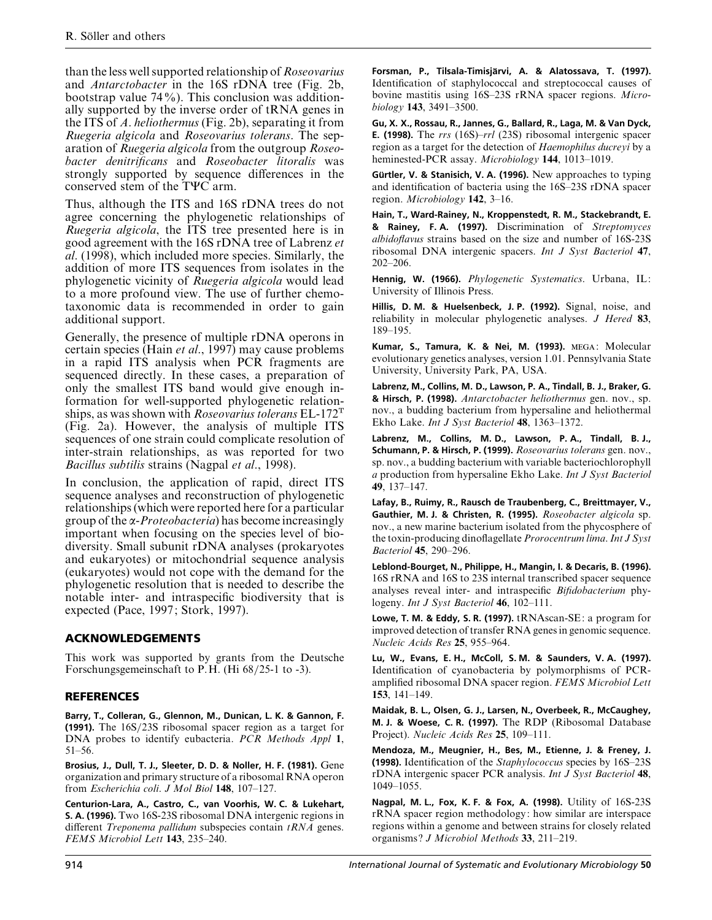than the less well supported relationship of *Roseovarius* and *Antarctobacter* in the 16S rDNA tree (Fig. 2b, bootstrap value 74%). This conclusion was additionally supported by the inverse order of tRNA genes in the ITS of *A. heliothermus* (Fig. 2b), separating it from *Ruegeria algicola* and *Roseovarius tolerans*. The separation of *Ruegeria algicola* from the outgroup *Roseobacter denitrificans* and *Roseobacter litoralis* was strongly supported by sequence differences in the conserved stem of the TΨC arm.

Thus, although the ITS and 16S rDNA trees do not agree concerning the phylogenetic relationships of *Ruegeria algicola*, the ITS tree presented here is in good agreement with the 16S rDNA tree of Labrenz *et al*. (1998), which included more species. Similarly, the addition of more ITS sequences from isolates in the phylogenetic vicinity of *Ruegeria algicola* would lead to a more profound view. The use of further chemotaxonomic data is recommended in order to gain additional support.

Generally, the presence of multiple rDNA operons in certain species (Hain *et al*., 1997) may cause problems in a rapid ITS analysis when PCR fragments are sequenced directly. In these cases, a preparation of only the smallest ITS band would give enough information for well-supported phylogenetic relationships, as was shown with *Roseovarius tolerans* EL-172[T] (Fig. 2a). However, the analysis of multiple ITS sequences of one strain could complicate resolution of inter-strain relationships, as was reported for two *Bacillus subtilis* strains (Nagpal *et al*., 1998).

In conclusion, the application of rapid, direct ITS sequence analyses and reconstruction of phylogenetic relationships (which were reported here for a particular group of the α-*Proteobacteria*) has become increasingly important when focusing on the species level of biodiversity. Small subunit rDNA analyses (prokaryotes and eukaryotes) or mitochondrial sequence analysis (eukaryotes) would not cope with the demand for the phylogenetic resolution that is needed to describe the notable inter- and intraspecific biodiversity that is expected (Pace, 1997; Stork, 1997).

## ACKNOWLEDGEMENTS

This work was supported by grants from the Deutsche Forschungsgemeinschaft to P.H. (Hi 68/25-1 to -3).

## REFERENCES

**Barry, T., Colleran, G., Glennon, M., Dunican, L. K. & Gannon, F. (1991).** The 16S/23S ribosomal spacer region as a target for DNA probes to identify eubacteria. *PCR Methods Appl* **1**, 51–56.

**Brosius, J., Dull, T. J., Sleeter, D. D. & Noller, H. F. (1981).** Gene organization and primary structure of a ribosomal RNA operon from *Escherichia coli*. *J Mol Biol* **148**, 107–127.

**Centurion-Lara, A., Castro, C., van Voorhis, W. C. & Lukehart, S. A. (1996).** Two 16S-23S ribosomal DNA intergenic regions in different *Treponema pallidum* subspecies contain *tRNA* genes. *FEMS Microbiol Lett* **143**, 235–240.

**Forsman, P., Tilsala-Timisjärvi, A. & Alatossava, T. (1997).** Identification of staphylococcal and streptococcal causes of bovine mastitis using 16S–23S rRNA spacer regions. *Microbiology* **143**, 3491–3500.

**Gu, X. X., Rossau, R., Jannes, G., Ballard, R., Laga, M. & Van Dyck, E. (1998).** The *rrs* (16S)–*rrl* (23S) ribosomal intergenic spacer region as a target for the detection of *Haemophilus ducreyi* by a heminested-PCR assay. *Microbiology* **144**, 1013–1019.

**Gürtler, V. & Stanisich, V. A. (1996).** New approaches to typing and identification of bacteria using the 16S–23S rDNA spacer region. *Microbiology* **142**, 3–16.

**Hain, T., Ward-Rainey, N., Kroppenstedt, R. M., Stackebrandt, E. & Rainey, F. A. (1997).** Discrimination of *Streptomyces albidoflavus* strains based on the size and number of 16S-23S ribosomal DNA intergenic spacers. *Int J Syst Bacteriol* **47**, 202–206.

**Hennig, W. (1966).** *Phylogenetic Systematics*. Urbana, IL: University of Illinois Press.

**Hillis, D. M. & Huelsenbeck, J. P. (1992).** Signal, noise, and reliability in molecular phylogenetic analyses. *J Hered* **83**, 189–195.

**Kumar, S., Tamura, K. & Nei, M. (1993).** MEGA: Molecular evolutionary genetics analyses, version 1.01. Pennsylvania State University, University Park, PA, USA.

**Labrenz, M., Collins, M. D., Lawson, P. A., Tindall, B. J., Braker, G. & Hirsch, P. (1998).** *Antarctobacter heliothermus* gen. nov., sp. nov., a budding bacterium from hypersaline and heliothermal Ekho Lake. *Int J Syst Bacteriol* **48**, 1363–1372.

**Labrenz, M., Collins, M. D., Lawson, P. A., Tindall, B. J., Schumann, P. & Hirsch, P. (1999).** *Roseovarius tolerans* gen. nov., sp. nov., a budding bacterium with variable bacteriochlorophyll *a* production from hypersaline Ekho Lake. *Int J Syst Bacteriol* **49**, 137–147.

**Lafay, B., Ruimy, R., Rausch de Traubenberg, C., Breittmayer, V., Gauthier, M. J. & Christen, R. (1995).** *Roseobacter algicola* sp. nov., a new marine bacterium isolated from the phycosphere of the toxin-producing dinoflagellate *Prorocentrum lima*. *Int J Syst Bacteriol* **45**, 290–296.

**Leblond-Bourget, N., Philippe, H., Mangin, I. & Decaris, B. (1996).** 16S rRNA and 16S to 23S internal transcribed spacer sequence analyses reveal inter- and intraspecific *Bifidobacterium* phylogeny. *Int J Syst Bacteriol* **46**, 102–111.

**Lowe, T. M. & Eddy, S. R. (1997).** tRNAscan-SE: a program for improved detection of transfer RNA genes in genomic sequence. *Nucleic Acids Res* **25**, 955–964.

**Lu, W., Evans, E. H., McColl, S. M. & Saunders, V. A. (1997).** Identification of cyanobacteria by polymorphisms of PCR-amplified ribosomal DNA spacer region. *FEMS Microbiol Lett* **153**, 141–149.

**Maidak, B. L., Olsen, G. J., Larsen, N., Overbeek, R., McCaughey, M. J. & Woese, C. R. (1997).** The RDP (Ribosomal Database Project). *Nucleic Acids Res* **25**, 109–111.

**Mendoza, M., Meugnier, H., Bes, M., Etienne, J. & Freney, J. (1998).** Identification of the *Staphylococcus* species by 16S–23S rDNA intergenic spacer PCR analysis. *Int J Syst Bacteriol* **48**, 1049–1055.

**Nagpal, M. L., Fox, K. F. & Fox, A. (1998).** Utility of 16S-23S rRNA spacer region methodology: how similar are interspace regions within a genome and between strains for closely related organisms? *J Microbiol Methods* **33**, 211–219.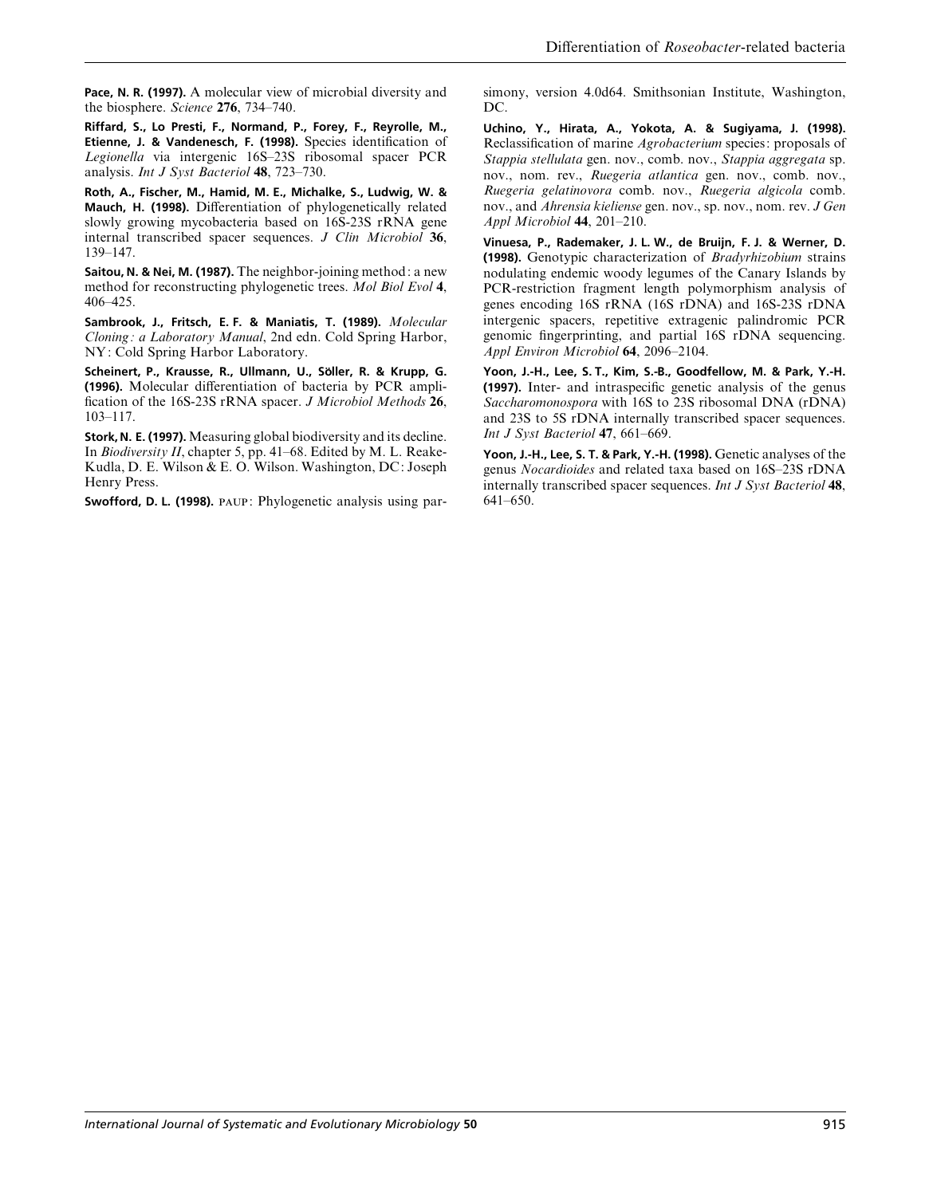**Pace, N. R. (1997).** A molecular view of microbial diversity and the biosphere. *Science* **276**, 734–740.

**Riffard, S., Lo Presti, F., Normand, P., Forey, F., Reyrolle, M., Etienne, J. & Vandenesch, F. (1998).** Species identification of *Legionella* via intergenic 16S–23S ribosomal spacer PCR analysis. *Int J Syst Bacteriol* **48**, 723–730.

**Roth, A., Fischer, M., Hamid, M. E., Michalke, S., Ludwig, W. & Mauch, H. (1998).** Differentiation of phylogenetically related slowly growing mycobacteria based on 16S-23S rRNA gene internal transcribed spacer sequences. *J Clin Microbiol* **36**, 139–147.

**Saitou, N. & Nei, M. (1987).** The neighbor-joining method: a new method for reconstructing phylogenetic trees. *Mol Biol Evol* **4**, 406–425.

**Sambrook, J., Fritsch, E. F. & Maniatis, T. (1989).** *Molecular Cloning: a Laboratory Manual*, 2nd edn. Cold Spring Harbor, NY: Cold Spring Harbor Laboratory.

**Scheinert, P., Krausse, R., Ullmann, U., Söller, R. & Krupp, G. (1996).** Molecular differentiation of bacteria by PCR amplification of the 16S-23S rRNA spacer. *J Microbiol Methods* **26**, 103–117.

**Stork, N. E. (1997).** Measuring global biodiversity and its decline. In *Biodiversity II*, chapter 5, pp. 41–68. Edited by M. L. Reake-Kudla, D. E. Wilson & E. O. Wilson. Washington, DC: Joseph Henry Press.

**Swofford, D. L. (1998).** PAUP: Phylogenetic analysis using parsimony, version 4.0d64. Smithsonian Institute, Washington, DC.

**Uchino, Y., Hirata, A., Yokota, A. & Sugiyama, J. (1998).** Reclassification of marine *Agrobacterium* species: proposals of *Stappia stellulata* gen. nov., comb. nov., *Stappia aggregata* sp. nov., nom. rev., *Ruegeria atlantica* gen. nov., comb. nov., *Ruegeria gelatinovora* comb. nov., *Ruegeria algicola* comb. nov., and *Ahrensia kieliense* gen. nov., sp. nov., nom. rev. *J Gen Appl Microbiol* **44**, 201–210.

**Vinuesa, P., Rademaker, J. L. W., de Bruijn, F. J. & Werner, D. (1998).** Genotypic characterization of *Bradyrhizobium* strains nodulating endemic woody legumes of the Canary Islands by PCR-restriction fragment length polymorphism analysis of genes encoding 16S rRNA (16S rDNA) and 16S-23S rDNA intergenic spacers, repetitive extragenic palindromic PCR genomic fingerprinting, and partial 16S rDNA sequencing. *Appl Environ Microbiol* **64**, 2096–2104.

**Yoon, J.-H., Lee, S. T., Kim, S.-B., Goodfellow, M. & Park, Y.-H. (1997).** Inter- and intraspecific genetic analysis of the genus *Saccharomonospora* with 16S to 23S ribosomal DNA (rDNA) and 23S to 5S rDNA internally transcribed spacer sequences. *Int J Syst Bacteriol* **47**, 661–669.

**Yoon, J.-H., Lee, S. T. & Park, Y.-H. (1998).** Genetic analyses of the genus *Nocardioides* and related taxa based on 16S–23S rDNA internally transcribed spacer sequences. *Int J Syst Bacteriol* **48**, 641–650.